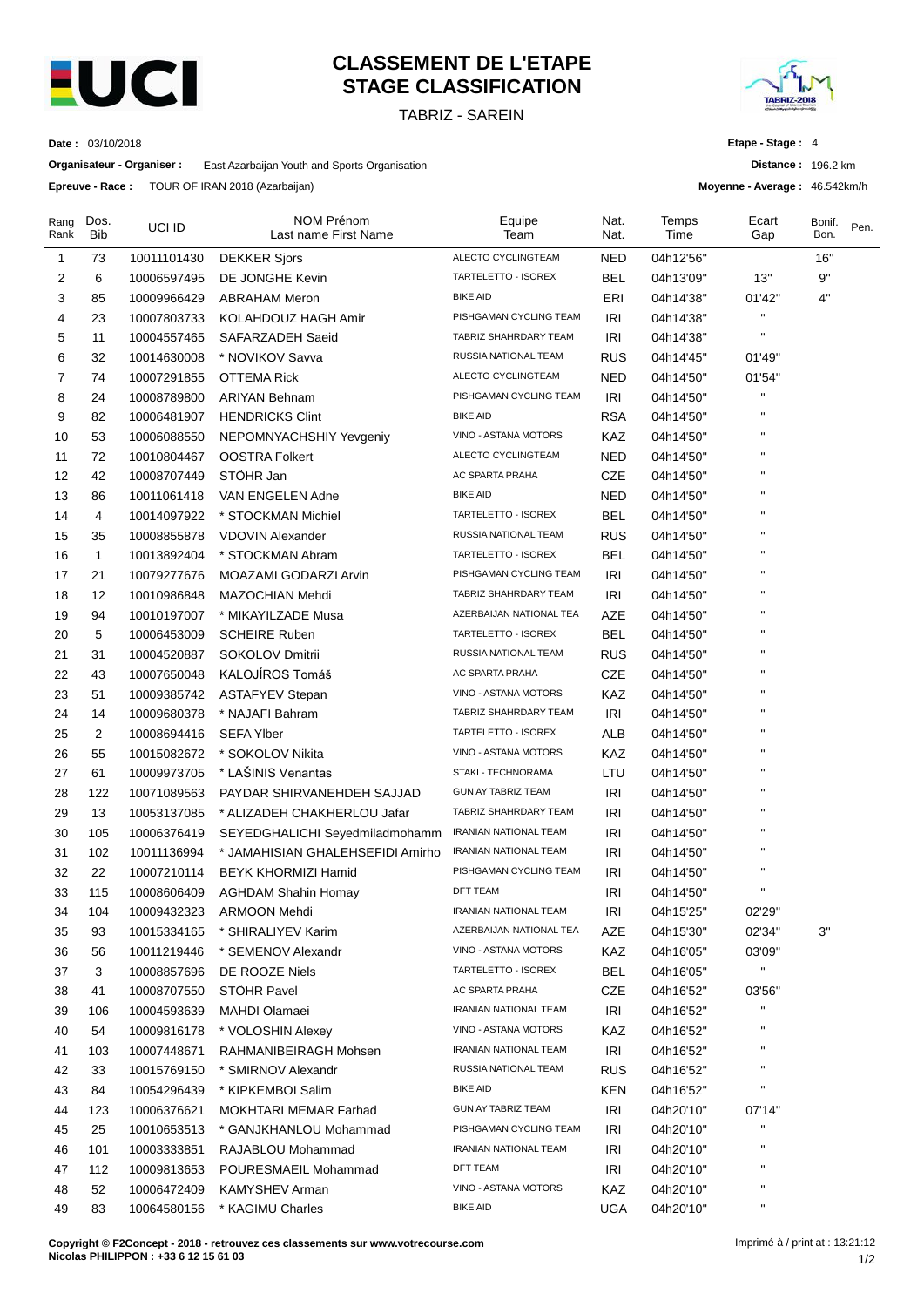# CLASSEMENT DE L'ETAPE
# STAGE CLASSIFICATION

TABRIZ - SAREIN

**Date :** 03/10/2018

**Organisateur - Organiser :** East Azarbaijan Youth and Sports Organisation

**Epreuve - Race :** TOUR OF IRAN 2018 (Azarbaijan)

**Etape - Stage :** 4

**Distance :** 196.2 km

**Moyenne - Average :** 46.542km/h

| Rang Rank | Dos. Bib | UCI ID | NOM Prénom Last name First Name | Equipe Team | Nat. Nat. | Temps Time | Ecart Gap | Bonif. Bon. | Pen. |
|---|---|---|---|---|---|---|---|---|---|
| 1 | 73 | 10011101430 | DEKKER Sjors | ALECTO CYCLINGTEAM | NED | 04h12'56'' | | 16'' | |
| 2 | 6 | 10006597495 | DE JONGHE Kevin | TARTELETTO - ISOREX | BEL | 04h13'09'' | 13'' | 9'' | |
| 3 | 85 | 10009966429 | ABRAHAM Meron | BIKE AID | ERI | 04h14'38'' | 01'42'' | 4'' | |
| 4 | 23 | 10007803733 | KOLAHDOUZ HAGH Amir | PISHGAMAN CYCLING TEAM | IRI | 04h14'38'' | '' | | |
| 5 | 11 | 10004557465 | SAFARZADEH Saeid | TABRIZ SHAHRDARY TEAM | IRI | 04h14'38'' | '' | | |
| 6 | 32 | 10014630008 | * NOVIKOV Savva | RUSSIA NATIONAL TEAM | RUS | 04h14'45'' | 01'49'' | | |
| 7 | 74 | 10007291855 | OTTEMA Rick | ALECTO CYCLINGTEAM | NED | 04h14'50'' | 01'54'' | | |
| 8 | 24 | 10008789800 | ARIYAN Behnam | PISHGAMAN CYCLING TEAM | IRI | 04h14'50'' | '' | | |
| 9 | 82 | 10006481907 | HENDRICKS Clint | BIKE AID | RSA | 04h14'50'' | '' | | |
| 10 | 53 | 10006088550 | NEPOMNYACHSHIY Yevgeniy | VINO - ASTANA MOTORS | KAZ | 04h14'50'' | '' | | |
| 11 | 72 | 10010804467 | OOSTRA Folkert | ALECTO CYCLINGTEAM | NED | 04h14'50'' | '' | | |
| 12 | 42 | 10008707449 | STÖHR Jan | AC SPARTA PRAHA | CZE | 04h14'50'' | '' | | |
| 13 | 86 | 10011061418 | VAN ENGELEN Adne | BIKE AID | NED | 04h14'50'' | '' | | |
| 14 | 4 | 10014097922 | * STOCKMAN Michiel | TARTELETTO - ISOREX | BEL | 04h14'50'' | '' | | |
| 15 | 35 | 10008855878 | VDOVIN Alexander | RUSSIA NATIONAL TEAM | RUS | 04h14'50'' | '' | | |
| 16 | 1 | 10013892404 | * STOCKMAN Abram | TARTELETTO - ISOREX | BEL | 04h14'50'' | '' | | |
| 17 | 21 | 10079277676 | MOAZAMI GODARZI Arvin | PISHGAMAN CYCLING TEAM | IRI | 04h14'50'' | '' | | |
| 18 | 12 | 10010986848 | MAZOCHIAN Mehdi | TABRIZ SHAHRDARY TEAM | IRI | 04h14'50'' | '' | | |
| 19 | 94 | 10010197007 | * MIKAYILZADE Musa | AZERBAIJAN NATIONAL TEA | AZE | 04h14'50'' | '' | | |
| 20 | 5 | 10006453009 | SCHEIRE Ruben | TARTELETTO - ISOREX | BEL | 04h14'50'' | '' | | |
| 21 | 31 | 10004520887 | SOKOLOV Dmitrii | RUSSIA NATIONAL TEAM | RUS | 04h14'50'' | '' | | |
| 22 | 43 | 10007650048 | KALOJÍROS Tomáš | AC SPARTA PRAHA | CZE | 04h14'50'' | '' | | |
| 23 | 51 | 10009385742 | ASTAFYEV Stepan | VINO - ASTANA MOTORS | KAZ | 04h14'50'' | '' | | |
| 24 | 14 | 10009680378 | * NAJAFI Bahram | TABRIZ SHAHRDARY TEAM | IRI | 04h14'50'' | '' | | |
| 25 | 2 | 10008694416 | SEFA Ylber | TARTELETTO - ISOREX | ALB | 04h14'50'' | '' | | |
| 26 | 55 | 10015082672 | * SOKOLOV Nikita | VINO - ASTANA MOTORS | KAZ | 04h14'50'' | '' | | |
| 27 | 61 | 10009973705 | * LAŠINIS Venantas | STAKI - TECHNORAMA | LTU | 04h14'50'' | '' | | |
| 28 | 122 | 10071089563 | PAYDAR SHIRVANEHDEH SAJJAD | GUN AY TABRIZ TEAM | IRI | 04h14'50'' | '' | | |
| 29 | 13 | 10053137085 | * ALIZADEH CHAKHERLOU Jafar | TABRIZ SHAHRDARY TEAM | IRI | 04h14'50'' | '' | | |
| 30 | 105 | 10006376419 | SEYEDGHALICHI Seyedmiladmohamm | IRANIAN NATIONAL TEAM | IRI | 04h14'50'' | '' | | |
| 31 | 102 | 10011136994 | * JAMAHISIAN GHALEHSEFIDI Amirho | IRANIAN NATIONAL TEAM | IRI | 04h14'50'' | '' | | |
| 32 | 22 | 10007210114 | BEYK KHORMIZI Hamid | PISHGAMAN CYCLING TEAM | IRI | 04h14'50'' | '' | | |
| 33 | 115 | 10008606409 | AGHDAM Shahin Homay | DFT TEAM | IRI | 04h14'50'' | '' | | |
| 34 | 104 | 10009432323 | ARMOON Mehdi | IRANIAN NATIONAL TEAM | IRI | 04h15'25'' | 02'29'' | | |
| 35 | 93 | 10015334165 | * SHIRALIYEV Karim | AZERBAIJAN NATIONAL TEA | AZE | 04h15'30'' | 02'34'' | 3'' | |
| 36 | 56 | 10011219446 | * SEMENOV Alexandr | VINO - ASTANA MOTORS | KAZ | 04h16'05'' | 03'09'' | | |
| 37 | 3 | 10008857696 | DE ROOZE Niels | TARTELETTO - ISOREX | BEL | 04h16'05'' | '' | | |
| 38 | 41 | 10008707550 | STÖHR Pavel | AC SPARTA PRAHA | CZE | 04h16'52'' | 03'56'' | | |
| 39 | 106 | 10004593639 | MAHDI Olamaei | IRANIAN NATIONAL TEAM | IRI | 04h16'52'' | '' | | |
| 40 | 54 | 10009816178 | * VOLOSHIN Alexey | VINO - ASTANA MOTORS | KAZ | 04h16'52'' | '' | | |
| 41 | 103 | 10007448671 | RAHMANIBEIRAGH Mohsen | IRANIAN NATIONAL TEAM | IRI | 04h16'52'' | '' | | |
| 42 | 33 | 10015769150 | * SMIRNOV Alexandr | RUSSIA NATIONAL TEAM | RUS | 04h16'52'' | '' | | |
| 43 | 84 | 10054296439 | * KIPKEMBOI Salim | BIKE AID | KEN | 04h16'52'' | '' | | |
| 44 | 123 | 10006376621 | MOKHTARI MEMAR Farhad | GUN AY TABRIZ TEAM | IRI | 04h20'10'' | 07'14'' | | |
| 45 | 25 | 10010653513 | * GANJKHANLOU Mohammad | PISHGAMAN CYCLING TEAM | IRI | 04h20'10'' | '' | | |
| 46 | 101 | 10003333851 | RAJABLOU Mohammad | IRANIAN NATIONAL TEAM | IRI | 04h20'10'' | '' | | |
| 47 | 112 | 10009813653 | POURESMAEIL Mohammad | DFT TEAM | IRI | 04h20'10'' | '' | | |
| 48 | 52 | 10006472409 | KAMYSHEV Arman | VINO - ASTANA MOTORS | KAZ | 04h20'10'' | '' | | |
| 49 | 83 | 10064580156 | * KAGIMU Charles | BIKE AID | UGA | 04h20'10'' | '' | | |

**Copyright © F2Concept - 2018 - retrouvez ces classements sur www.votrecourse.com**
**Nicolas PHILIPPON : +33 6 12 15 61 03**

Imprimé à / print at : 13:21:12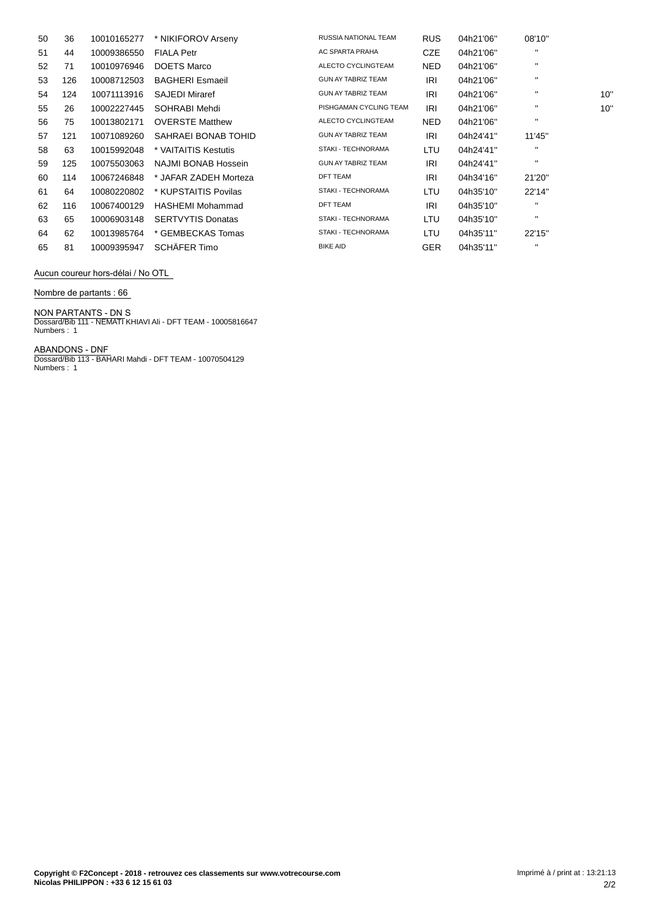| | | | | | | | | |
|---|---|---|---|---|---|---|---|---|
| 50 | 36 | 10010165277 | * NIKIFOROV Arseny | RUSSIA NATIONAL TEAM | RUS | 04h21'06'' | 08'10'' | |
| 51 | 44 | 10009386550 | FIALA Petr | AC SPARTA PRAHA | CZE | 04h21'06'' | '' | |
| 52 | 71 | 10010976946 | DOETS Marco | ALECTO CYCLINGTEAM | NED | 04h21'06'' | '' | |
| 53 | 126 | 10008712503 | BAGHERI Esmaeil | GUN AY TABRIZ TEAM | IRI | 04h21'06'' | '' | |
| 54 | 124 | 10071113916 | SAJEDI Miraref | GUN AY TABRIZ TEAM | IRI | 04h21'06'' | '' | 10'' |
| 55 | 26 | 10002227445 | SOHRABI Mehdi | PISHGAMAN CYCLING TEAM | IRI | 04h21'06'' | '' | 10'' |
| 56 | 75 | 10013802171 | OVERSTE Matthew | ALECTO CYCLINGTEAM | NED | 04h21'06'' | '' | |
| 57 | 121 | 10071089260 | SAHRAEI BONAB TOHID | GUN AY TABRIZ TEAM | IRI | 04h24'41'' | 11'45'' | |
| 58 | 63 | 10015992048 | * VAITAITIS Kestutis | STAKI - TECHNORAMA | LTU | 04h24'41'' | '' | |
| 59 | 125 | 10075503063 | NAJMI BONAB Hossein | GUN AY TABRIZ TEAM | IRI | 04h24'41'' | '' | |
| 60 | 114 | 10067246848 | * JAFAR ZADEH Morteza | DFT TEAM | IRI | 04h34'16'' | 21'20'' | |
| 61 | 64 | 10080220802 | * KUPSTAITIS Povilas | STAKI - TECHNORAMA | LTU | 04h35'10'' | 22'14'' | |
| 62 | 116 | 10067400129 | HASHEMI Mohammad | DFT TEAM | IRI | 04h35'10'' | '' | |
| 63 | 65 | 10006903148 | SERTVYTIS Donatas | STAKI - TECHNORAMA | LTU | 04h35'10'' | '' | |
| 64 | 62 | 10013985764 | * GEMBECKAS Tomas | STAKI - TECHNORAMA | LTU | 04h35'11'' | 22'15'' | |
| 65 | 81 | 10009395947 | SCHÄFER Timo | BIKE AID | GER | 04h35'11'' | '' | |

Aucun coureur hors-délai / No OTL

Nombre de partants : 66

NON PARTANTS - DN S
Dossard/Bib 111 - NEMATI KHIAVI Ali - DFT TEAM - 10005816647
Numbers : 1

ABANDONS - DNF
Dossard/Bib 113 - BAHARI Mahdi - DFT TEAM - 10070504129
Numbers : 1

**Copyright © F2Concept - 2018 - retrouvez ces classements sur www.votrecourse.com**
**Nicolas PHILIPPON : +33 6 12 15 61 03**

Imprimé à / print at : 13:21:13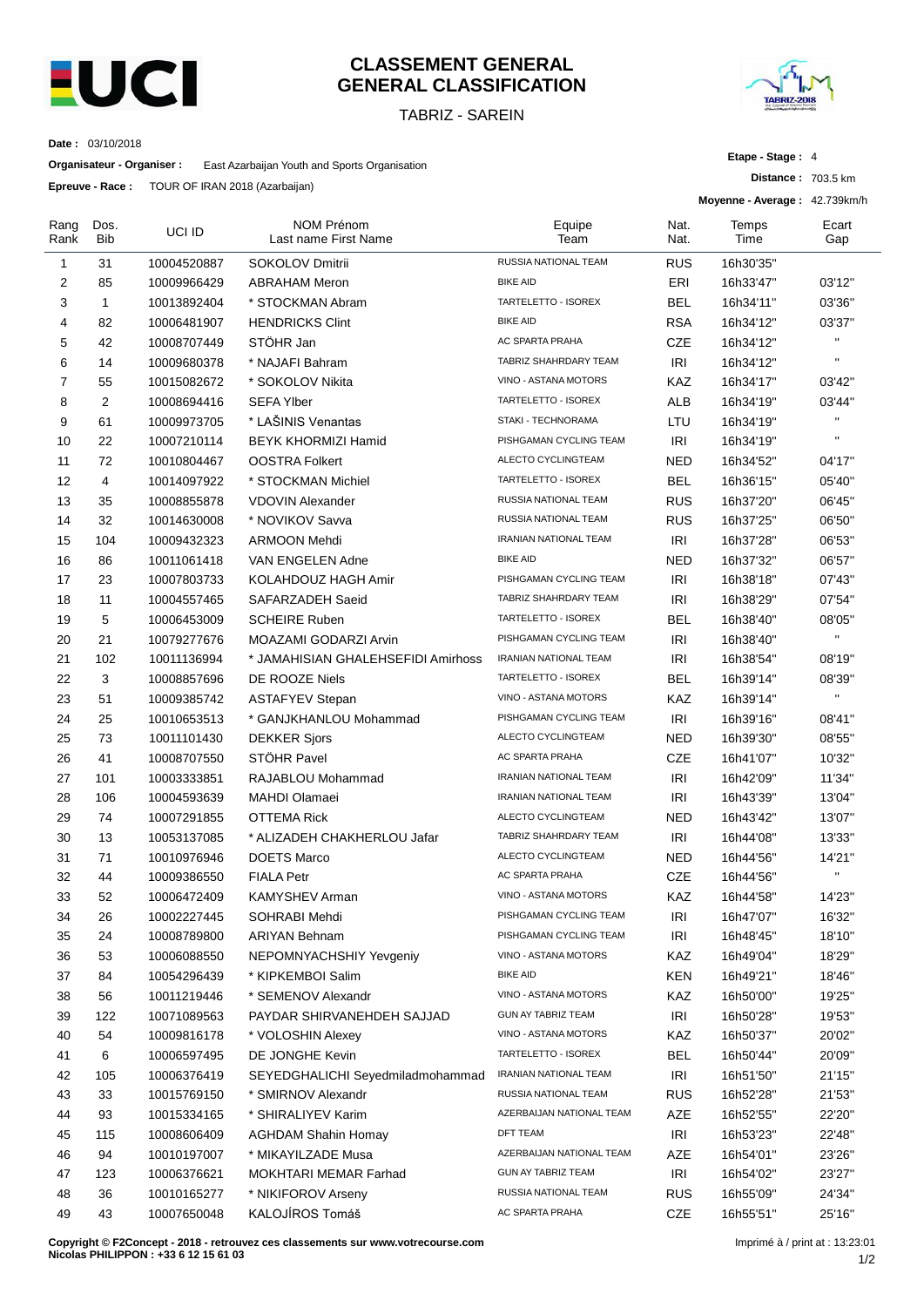# CLASSEMENT GENERAL
# GENERAL CLASSIFICATION

TABRIZ - SAREIN

**Date :** 03/10/2018

**Organisateur - Organiser :** East Azarbaijan Youth and Sports Organisation

**Epreuve - Race :** TOUR OF IRAN 2018 (Azarbaijan)

**Etape - Stage :** 4

**Distance :** 703.5 km

**Moyenne - Average :** 42.739km/h

| Rang Rank | Dos. Bib | UCI ID | NOM Prénom Last name First Name | Equipe Team | Nat. Nat. | Temps Time | Ecart Gap |
|---|---|---|---|---|---|---|---|
| 1 | 31 | 10004520887 | SOKOLOV Dmitrii | RUSSIA NATIONAL TEAM | RUS | 16h30'35" | |
| 2 | 85 | 10009966429 | ABRAHAM Meron | BIKE AID | ERI | 16h33'47" | 03'12" |
| 3 | 1 | 10013892404 | * STOCKMAN Abram | TARTELETTO - ISOREX | BEL | 16h34'11" | 03'36" |
| 4 | 82 | 10006481907 | HENDRICKS Clint | BIKE AID | RSA | 16h34'12" | 03'37" |
| 5 | 42 | 10008707449 | STÖHR Jan | AC SPARTA PRAHA | CZE | 16h34'12" | " |
| 6 | 14 | 10009680378 | * NAJAFI Bahram | TABRIZ SHAHRDARY TEAM | IRI | 16h34'12" | " |
| 7 | 55 | 10015082672 | * SOKOLOV Nikita | VINO - ASTANA MOTORS | KAZ | 16h34'17" | 03'42" |
| 8 | 2 | 10008694416 | SEFA Ylber | TARTELETTO - ISOREX | ALB | 16h34'19" | 03'44" |
| 9 | 61 | 10009973705 | * LAŠINIS Venantas | STAKI - TECHNORAMA | LTU | 16h34'19" | " |
| 10 | 22 | 10007210114 | BEYK KHORMIZI Hamid | PISHGAMAN CYCLING TEAM | IRI | 16h34'19" | " |
| 11 | 72 | 10010804467 | OOSTRA Folkert | ALECTO CYCLINGTEAM | NED | 16h34'52" | 04'17" |
| 12 | 4 | 10014097922 | * STOCKMAN Michiel | TARTELETTO - ISOREX | BEL | 16h36'15" | 05'40" |
| 13 | 35 | 10008855878 | VDOVIN Alexander | RUSSIA NATIONAL TEAM | RUS | 16h37'20" | 06'45" |
| 14 | 32 | 10014630008 | * NOVIKOV Savva | RUSSIA NATIONAL TEAM | RUS | 16h37'25" | 06'50" |
| 15 | 104 | 10009432323 | ARMOON Mehdi | IRANIAN NATIONAL TEAM | IRI | 16h37'28" | 06'53" |
| 16 | 86 | 10011061418 | VAN ENGELEN Adne | BIKE AID | NED | 16h37'32" | 06'57" |
| 17 | 23 | 10007803733 | KOLAHDOUZ HAGH Amir | PISHGAMAN CYCLING TEAM | IRI | 16h38'18" | 07'43" |
| 18 | 11 | 10004557465 | SAFARZADEH Saeid | TABRIZ SHAHRDARY TEAM | IRI | 16h38'29" | 07'54" |
| 19 | 5 | 10006453009 | SCHEIRE Ruben | TARTELETTO - ISOREX | BEL | 16h38'40" | 08'05" |
| 20 | 21 | 10079277676 | MOAZAMI GODARZI Arvin | PISHGAMAN CYCLING TEAM | IRI | 16h38'40" | " |
| 21 | 102 | 10011136994 | * JAMAHISIAN GHALEHSEFIDI Amirhoss | IRANIAN NATIONAL TEAM | IRI | 16h38'54" | 08'19" |
| 22 | 3 | 10008857696 | DE ROOZE Niels | TARTELETTO - ISOREX | BEL | 16h39'14" | 08'39" |
| 23 | 51 | 10009385742 | ASTAFYEV Stepan | VINO - ASTANA MOTORS | KAZ | 16h39'14" | " |
| 24 | 25 | 10010653513 | * GANJKHANLOU Mohammad | PISHGAMAN CYCLING TEAM | IRI | 16h39'16" | 08'41" |
| 25 | 73 | 10011101430 | DEKKER Sjors | ALECTO CYCLINGTEAM | NED | 16h39'30" | 08'55" |
| 26 | 41 | 10008707550 | STÖHR Pavel | AC SPARTA PRAHA | CZE | 16h41'07" | 10'32" |
| 27 | 101 | 10003333851 | RAJABLOU Mohammad | IRANIAN NATIONAL TEAM | IRI | 16h42'09" | 11'34" |
| 28 | 106 | 10004593639 | MAHDI Olamaei | IRANIAN NATIONAL TEAM | IRI | 16h43'39" | 13'04" |
| 29 | 74 | 10007291855 | OTTEMA Rick | ALECTO CYCLINGTEAM | NED | 16h43'42" | 13'07" |
| 30 | 13 | 10053137085 | * ALIZADEH CHAKHERLOU Jafar | TABRIZ SHAHRDARY TEAM | IRI | 16h44'08" | 13'33" |
| 31 | 71 | 10010976946 | DOETS Marco | ALECTO CYCLINGTEAM | NED | 16h44'56" | 14'21" |
| 32 | 44 | 10009386550 | FIALA Petr | AC SPARTA PRAHA | CZE | 16h44'56" | " |
| 33 | 52 | 10006472409 | KAMYSHEV Arman | VINO - ASTANA MOTORS | KAZ | 16h44'58" | 14'23" |
| 34 | 26 | 10002227445 | SOHRABI Mehdi | PISHGAMAN CYCLING TEAM | IRI | 16h47'07" | 16'32" |
| 35 | 24 | 10008789800 | ARIYAN Behnam | PISHGAMAN CYCLING TEAM | IRI | 16h48'45" | 18'10" |
| 36 | 53 | 10006088550 | NEPOMNYACHSHIY Yevgeniy | VINO - ASTANA MOTORS | KAZ | 16h49'04" | 18'29" |
| 37 | 84 | 10054296439 | * KIPKEMBOI Salim | BIKE AID | KEN | 16h49'21" | 18'46" |
| 38 | 56 | 10011219446 | * SEMENOV Alexandr | VINO - ASTANA MOTORS | KAZ | 16h50'00" | 19'25" |
| 39 | 122 | 10071089563 | PAYDAR SHIRVANEHDEH SAJJAD | GUN AY TABRIZ TEAM | IRI | 16h50'28" | 19'53" |
| 40 | 54 | 10009816178 | * VOLOSHIN Alexey | VINO - ASTANA MOTORS | KAZ | 16h50'37" | 20'02" |
| 41 | 6 | 10006597495 | DE JONGHE Kevin | TARTELETTO - ISOREX | BEL | 16h50'44" | 20'09" |
| 42 | 105 | 10006376419 | SEYEDGHALICHI Seyedmiladmohammad | IRANIAN NATIONAL TEAM | IRI | 16h51'50" | 21'15" |
| 43 | 33 | 10015769150 | * SMIRNOV Alexandr | RUSSIA NATIONAL TEAM | RUS | 16h52'28" | 21'53" |
| 44 | 93 | 10015334165 | * SHIRALIYEV Karim | AZERBAIJAN NATIONAL TEAM | AZE | 16h52'55" | 22'20" |
| 45 | 115 | 10008606409 | AGHDAM Shahin Homay | DFT TEAM | IRI | 16h53'23" | 22'48" |
| 46 | 94 | 10010197007 | * MIKAYILZADE Musa | AZERBAIJAN NATIONAL TEAM | AZE | 16h54'01" | 23'26" |
| 47 | 123 | 10006376621 | MOKHTARI MEMAR Farhad | GUN AY TABRIZ TEAM | IRI | 16h54'02" | 23'27" |
| 48 | 36 | 10010165277 | * NIKIFOROV Arseny | RUSSIA NATIONAL TEAM | RUS | 16h55'09" | 24'34" |
| 49 | 43 | 10007650048 | KALOJÍROS Tomáš | AC SPARTA PRAHA | CZE | 16h55'51" | 25'16" |

**Copyright © F2Concept - 2018 - retrouvez ces classements sur www.votrecourse.com**
**Nicolas PHILIPPON : +33 6 12 15 61 03**

Imprimé à / print at : 13:23:01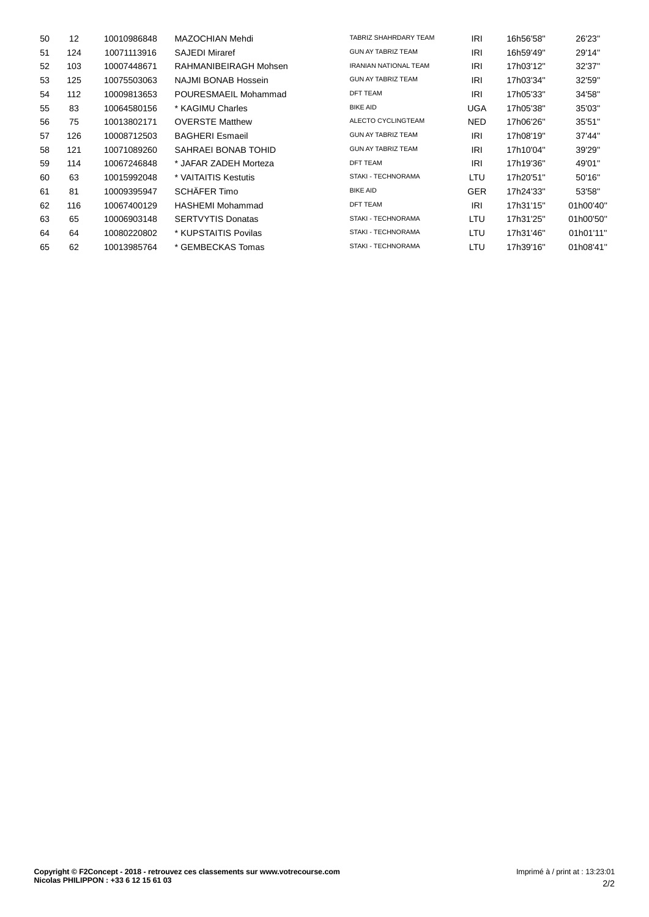| | | | | | | | |
|---|---|---|---|---|---|---|---|
| 50 | 12 | 10010986848 | MAZOCHIAN Mehdi | TABRIZ SHAHRDARY TEAM | IRI | 16h56'58'' | 26'23'' |
| 51 | 124 | 10071113916 | SAJEDI Miraref | GUN AY TABRIZ TEAM | IRI | 16h59'49'' | 29'14'' |
| 52 | 103 | 10007448671 | RAHMANIBEIRAGH Mohsen | IRANIAN NATIONAL TEAM | IRI | 17h03'12'' | 32'37'' |
| 53 | 125 | 10075503063 | NAJMI BONAB Hossein | GUN AY TABRIZ TEAM | IRI | 17h03'34'' | 32'59'' |
| 54 | 112 | 10009813653 | POURESMAEIL Mohammad | DFT TEAM | IRI | 17h05'33'' | 34'58'' |
| 55 | 83 | 10064580156 | * KAGIMU Charles | BIKE AID | UGA | 17h05'38'' | 35'03'' |
| 56 | 75 | 10013802171 | OVERSTE Matthew | ALECTO CYCLINGTEAM | NED | 17h06'26'' | 35'51'' |
| 57 | 126 | 10008712503 | BAGHERI Esmaeil | GUN AY TABRIZ TEAM | IRI | 17h08'19'' | 37'44'' |
| 58 | 121 | 10071089260 | SAHRAEI BONAB TOHID | GUN AY TABRIZ TEAM | IRI | 17h10'04'' | 39'29'' |
| 59 | 114 | 10067246848 | * JAFAR ZADEH Morteza | DFT TEAM | IRI | 17h19'36'' | 49'01'' |
| 60 | 63 | 10015992048 | * VAITAITIS Kestutis | STAKI - TECHNORAMA | LTU | 17h20'51'' | 50'16'' |
| 61 | 81 | 10009395947 | SCHÄFER Timo | BIKE AID | GER | 17h24'33'' | 53'58'' |
| 62 | 116 | 10067400129 | HASHEMI Mohammad | DFT TEAM | IRI | 17h31'15'' | 01h00'40'' |
| 63 | 65 | 10006903148 | SERTVYTIS Donatas | STAKI - TECHNORAMA | LTU | 17h31'25'' | 01h00'50'' |
| 64 | 64 | 10080220802 | * KUPSTAITIS Povilas | STAKI - TECHNORAMA | LTU | 17h31'46'' | 01h01'11'' |
| 65 | 62 | 10013985764 | * GEMBECKAS Tomas | STAKI - TECHNORAMA | LTU | 17h39'16'' | 01h08'41'' |

**Copyright © F2Concept - 2018 - retrouvez ces classements sur www.votrecourse.com**
**Nicolas PHILIPPON : +33 6 12 15 61 03**

Imprimé à / print at : 13:23:01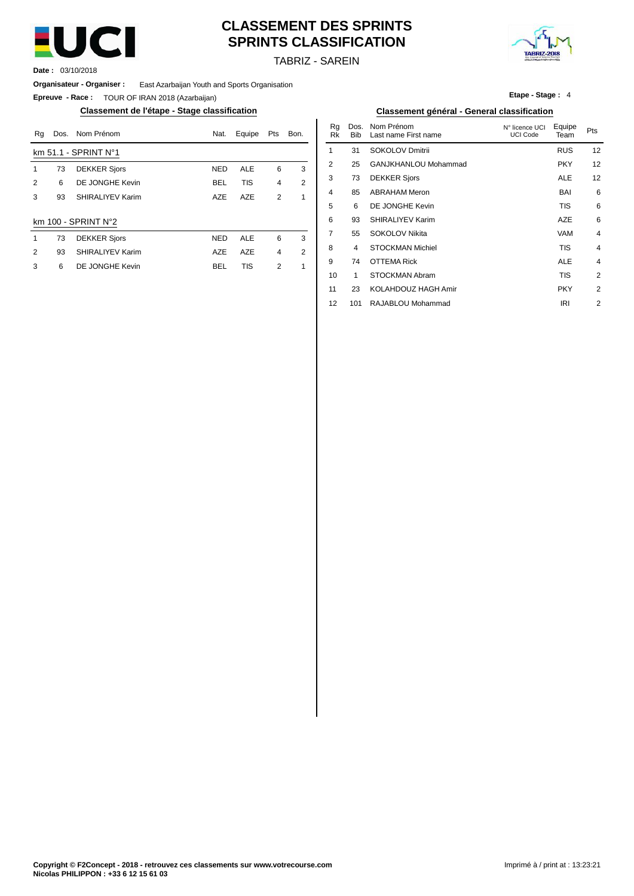# CLASSEMENT DES SPRINTS
# SPRINTS CLASSIFICATION

TABRIZ - SAREIN

**Date :** 03/10/2018

**Organisateur - Organiser :** East Azarbaijan Youth and Sports Organisation

**Epreuve - Race :** TOUR OF IRAN 2018 (Azarbaijan)

**Etape - Stage :** 4

## Classement de l'étape - Stage classification

km 51.1 - SPRINT N°1

| Rg | Dos. | Nom Prénom | Nat. | Equipe | Pts | Bon. |
|---|---|---|---|---|---|---|
| 1 | 73 | DEKKER Sjors | NED | ALE | 6 | 3 |
| 2 | 6 | DE JONGHE Kevin | BEL | TIS | 4 | 2 |
| 3 | 93 | SHIRALIYEV Karim | AZE | AZE | 2 | 1 |

km 100 - SPRINT N°2

| Rg | Dos. | Nom Prénom | Nat. | Equipe | Pts | Bon. |
|---|---|---|---|---|---|---|
| 1 | 73 | DEKKER Sjors | NED | ALE | 6 | 3 |
| 2 | 93 | SHIRALIYEV Karim | AZE | AZE | 4 | 2 |
| 3 | 6 | DE JONGHE Kevin | BEL | TIS | 2 | 1 |

## Classement général - General classification

| Rg Rk | Dos. Bib | Nom Prénom Last name First name | N° licence UCI UCI Code | Equipe Team | Pts |
|---|---|---|---|---|---|
| 1 | 31 | SOKOLOV Dmitrii | | RUS | 12 |
| 2 | 25 | GANJKHANLOU Mohammad | | PKY | 12 |
| 3 | 73 | DEKKER Sjors | | ALE | 12 |
| 4 | 85 | ABRAHAM Meron | | BAI | 6 |
| 5 | 6 | DE JONGHE Kevin | | TIS | 6 |
| 6 | 93 | SHIRALIYEV Karim | | AZE | 6 |
| 7 | 55 | SOKOLOV Nikita | | VAM | 4 |
| 8 | 4 | STOCKMAN Michiel | | TIS | 4 |
| 9 | 74 | OTTEMA Rick | | ALE | 4 |
| 10 | 1 | STOCKMAN Abram | | TIS | 2 |
| 11 | 23 | KOLAHDOUZ HAGH Amir | | PKY | 2 |
| 12 | 101 | RAJABLOU Mohammad | | IRI | 2 |

**Copyright © F2Concept - 2018 - retrouvez ces classements sur www.votrecourse.com**
**Nicolas PHILIPPON : +33 6 12 15 61 03**

Imprimé à / print at : 13:23:21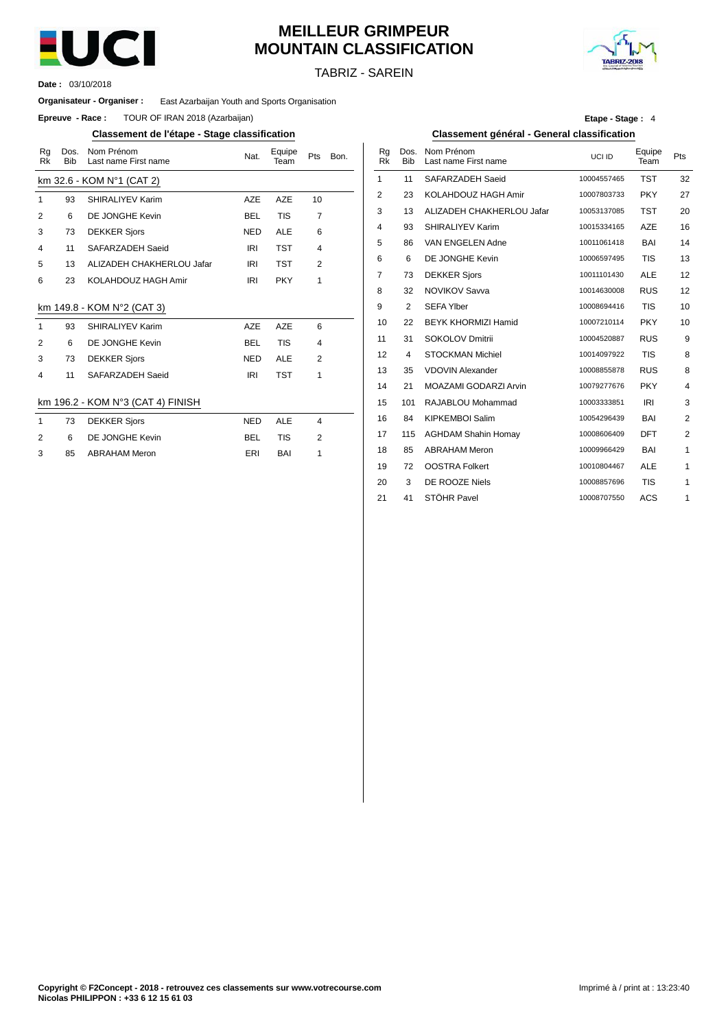# MEILLEUR GRIMPEUR
# MOUNTAIN CLASSIFICATION

TABRIZ - SAREIN

**Date :** 03/10/2018

**Organisateur - Organiser :** East Azarbaijan Youth and Sports Organisation

**Epreuve - Race :** TOUR OF IRAN 2018 (Azarbaijan)

**Etape - Stage :** 4

## Classement de l'étape - Stage classification

**km 32.6 - KOM N°1 (CAT 2)**

| Rg Rk | Dos. Bib | Nom Prénom Last name First name | Nat. | Equipe Team | Pts | Bon. |
|---|---|---|---|---|---|---|
| 1 | 93 | SHIRALIYEV Karim | AZE | AZE | 10 | |
| 2 | 6 | DE JONGHE Kevin | BEL | TIS | 7 | |
| 3 | 73 | DEKKER Sjors | NED | ALE | 6 | |
| 4 | 11 | SAFARZADEH Saeid | IRI | TST | 4 | |
| 5 | 13 | ALIZADEH CHAKHERLOU Jafar | IRI | TST | 2 | |
| 6 | 23 | KOLAHDOUZ HAGH Amir | IRI | PKY | 1 | |

**km 149.8 - KOM N°2 (CAT 3)**

| Rg Rk | Dos. Bib | Nom Prénom Last name First name | Nat. | Equipe Team | Pts | Bon. |
|---|---|---|---|---|---|---|
| 1 | 93 | SHIRALIYEV Karim | AZE | AZE | 6 | |
| 2 | 6 | DE JONGHE Kevin | BEL | TIS | 4 | |
| 3 | 73 | DEKKER Sjors | NED | ALE | 2 | |
| 4 | 11 | SAFARZADEH Saeid | IRI | TST | 1 | |

**km 196.2 - KOM N°3 (CAT 4) FINISH**

| Rg Rk | Dos. Bib | Nom Prénom Last name First name | Nat. | Equipe Team | Pts | Bon. |
|---|---|---|---|---|---|---|
| 1 | 73 | DEKKER Sjors | NED | ALE | 4 | |
| 2 | 6 | DE JONGHE Kevin | BEL | TIS | 2 | |
| 3 | 85 | ABRAHAM Meron | ERI | BAI | 1 | |

## Classement général - General classification

| Rg Rk | Dos. Bib | Nom Prénom Last name First name | UCI ID | Equipe Team | Pts |
|---|---|---|---|---|---|
| 1 | 11 | SAFARZADEH Saeid | 10004557465 | TST | 32 |
| 2 | 23 | KOLAHDOUZ HAGH Amir | 10007803733 | PKY | 27 |
| 3 | 13 | ALIZADEH CHAKHERLOU Jafar | 10053137085 | TST | 20 |
| 4 | 93 | SHIRALIYEV Karim | 10015334165 | AZE | 16 |
| 5 | 86 | VAN ENGELEN Adne | 10011061418 | BAI | 14 |
| 6 | 6 | DE JONGHE Kevin | 10006597495 | TIS | 13 |
| 7 | 73 | DEKKER Sjors | 10011101430 | ALE | 12 |
| 8 | 32 | NOVIKOV Savva | 10014630008 | RUS | 12 |
| 9 | 2 | SEFA Ylber | 10008694416 | TIS | 10 |
| 10 | 22 | BEYK KHORMIZI Hamid | 10007210114 | PKY | 10 |
| 11 | 31 | SOKOLOV Dmitrii | 10004520887 | RUS | 9 |
| 12 | 4 | STOCKMAN Michiel | 10014097922 | TIS | 8 |
| 13 | 35 | VDOVIN Alexander | 10008855878 | RUS | 8 |
| 14 | 21 | MOAZAMI GODARZI Arvin | 10079277676 | PKY | 4 |
| 15 | 101 | RAJABLOU Mohammad | 10003333851 | IRI | 3 |
| 16 | 84 | KIPKEMBOI Salim | 10054296439 | BAI | 2 |
| 17 | 115 | AGHDAM Shahin Homay | 10008606409 | DFT | 2 |
| 18 | 85 | ABRAHAM Meron | 10009966429 | BAI | 1 |
| 19 | 72 | OOSTRA Folkert | 10010804467 | ALE | 1 |
| 20 | 3 | DE ROOZE Niels | 10008857696 | TIS | 1 |
| 21 | 41 | STÖHR Pavel | 10008707550 | ACS | 1 |

**Copyright © F2Concept - 2018 - retrouvez ces classements sur www.votrecourse.com**
**Nicolas PHILIPPON : +33 6 12 15 61 03**

Imprimé à / print at : 13:23:40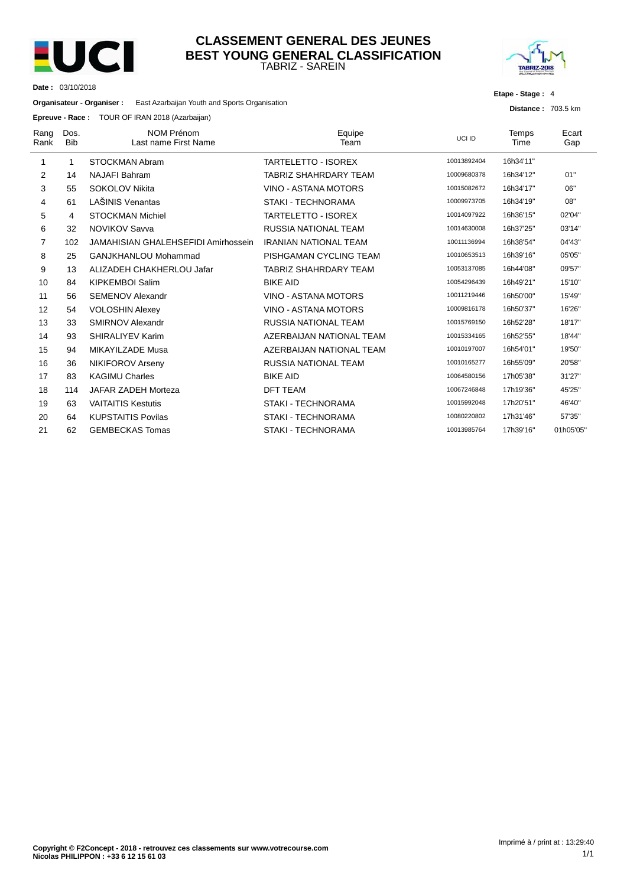# CLASSEMENT GENERAL DES JEUNES
## BEST YOUNG GENERAL CLASSIFICATION
TABRIZ - SAREIN

**Date :** 03/10/2018

**Organisateur - Organiser :** East Azarbaijan Youth and Sports Organisation

**Epreuve - Race :** TOUR OF IRAN 2018 (Azarbaijan)

**Etape - Stage :** 4

**Distance :** 703.5 km

| Rang Rank | Dos. Bib | NOM Prénom Last name First Name | Equipe Team | UCI ID | Temps Time | Ecart Gap |
|---|---|---|---|---|---|---|
| 1 | 1 | STOCKMAN Abram | TARTELETTO - ISOREX | 10013892404 | 16h34'11'' | |
| 2 | 14 | NAJAFI Bahram | TABRIZ SHAHRDARY TEAM | 10009680378 | 16h34'12'' | 01'' |
| 3 | 55 | SOKOLOV Nikita | VINO - ASTANA MOTORS | 10015082672 | 16h34'17'' | 06'' |
| 4 | 61 | LAŠINIS Venantas | STAKI - TECHNORAMA | 10009973705 | 16h34'19'' | 08'' |
| 5 | 4 | STOCKMAN Michiel | TARTELETTO - ISOREX | 10014097922 | 16h36'15'' | 02'04'' |
| 6 | 32 | NOVIKOV Savva | RUSSIA NATIONAL TEAM | 10014630008 | 16h37'25'' | 03'14'' |
| 7 | 102 | JAMAHISIAN GHALEHSEFIDI Amirhossein | IRANIAN NATIONAL TEAM | 10011136994 | 16h38'54'' | 04'43'' |
| 8 | 25 | GANJKHANLOU Mohammad | PISHGAMAN CYCLING TEAM | 10010653513 | 16h39'16'' | 05'05'' |
| 9 | 13 | ALIZADEH CHAKHERLOU Jafar | TABRIZ SHAHRDARY TEAM | 10053137085 | 16h44'08'' | 09'57'' |
| 10 | 84 | KIPKEMBOI Salim | BIKE AID | 10054296439 | 16h49'21'' | 15'10'' |
| 11 | 56 | SEMENOV Alexandr | VINO - ASTANA MOTORS | 10011219446 | 16h50'00'' | 15'49'' |
| 12 | 54 | VOLOSHIN Alexey | VINO - ASTANA MOTORS | 10009816178 | 16h50'37'' | 16'26'' |
| 13 | 33 | SMIRNOV Alexandr | RUSSIA NATIONAL TEAM | 10015769150 | 16h52'28'' | 18'17'' |
| 14 | 93 | SHIRALIYEV Karim | AZERBAIJAN NATIONAL TEAM | 10015334165 | 16h52'55'' | 18'44'' |
| 15 | 94 | MIKAYILZADE Musa | AZERBAIJAN NATIONAL TEAM | 10010197007 | 16h54'01'' | 19'50'' |
| 16 | 36 | NIKIFOROV Arseny | RUSSIA NATIONAL TEAM | 10010165277 | 16h55'09'' | 20'58'' |
| 17 | 83 | KAGIMU Charles | BIKE AID | 10064580156 | 17h05'38'' | 31'27'' |
| 18 | 114 | JAFAR ZADEH Morteza | DFT TEAM | 10067246848 | 17h19'36'' | 45'25'' |
| 19 | 63 | VAITAITIS Kestutis | STAKI - TECHNORAMA | 10015992048 | 17h20'51'' | 46'40'' |
| 20 | 64 | KUPSTAITIS Povilas | STAKI - TECHNORAMA | 10080220802 | 17h31'46'' | 57'35'' |
| 21 | 62 | GEMBECKAS Tomas | STAKI - TECHNORAMA | 10013985764 | 17h39'16'' | 01h05'05'' |

**Copyright © F2Concept - 2018 - retrouvez ces classements sur www.votrecourse.com**
**Nicolas PHILIPPON : +33 6 12 15 61 03**

Imprimé à / print at : 13:29:40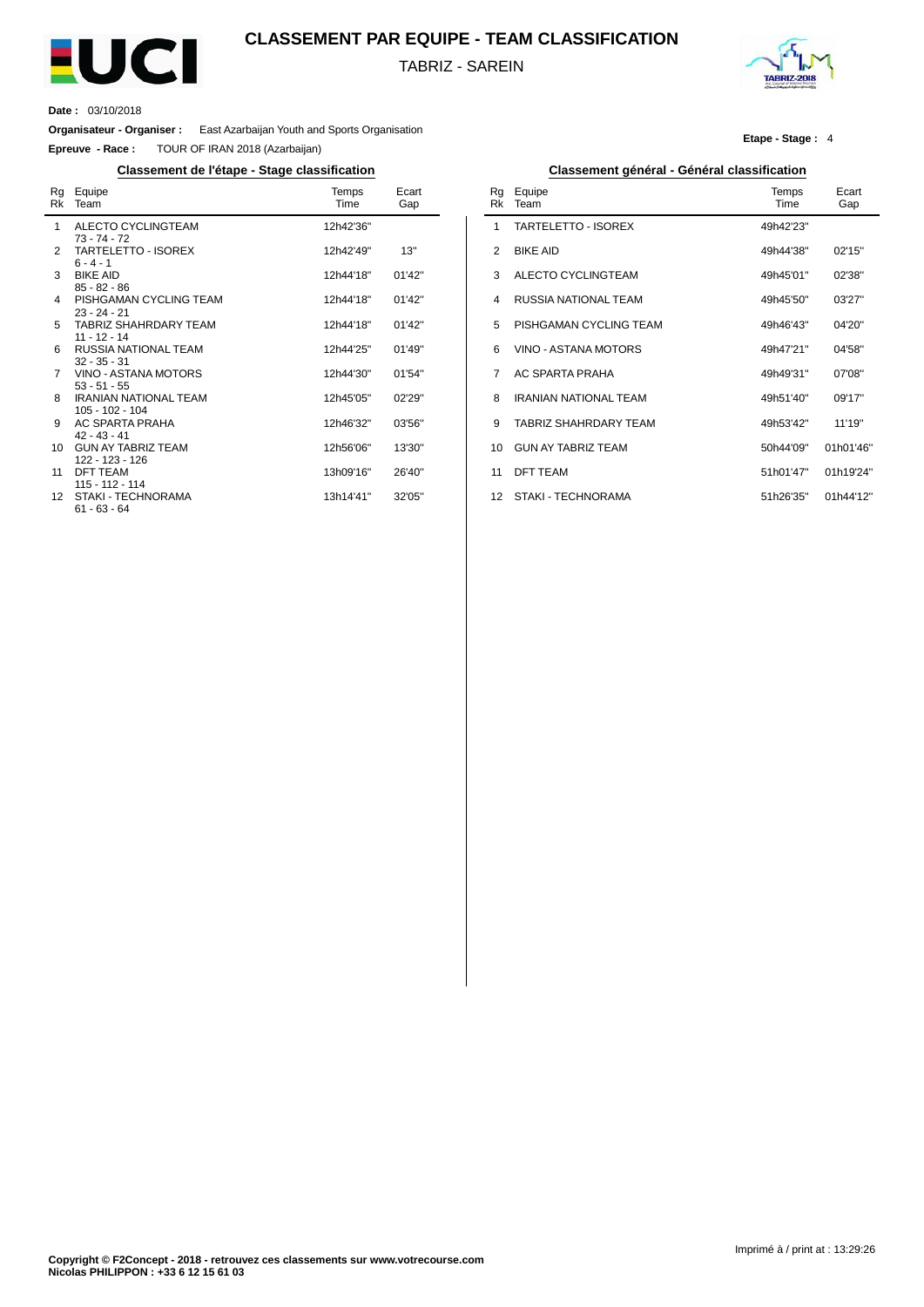# CLASSEMENT PAR EQUIPE - TEAM CLASSIFICATION

TABRIZ - SAREIN

**Date :** 03/10/2018

**Organisateur - Organiser :** East Azarbaijan Youth and Sports Organisation

**Epreuve - Race :** TOUR OF IRAN 2018 (Azarbaijan)

**Etape - Stage :** 4

## Classement de l'étape - Stage classification

| Rg Rk | Equipe Team | Temps Time | Ecart Gap |
|---|---|---|---|
| 1 | ALECTO CYCLINGTEAM<br>73 - 74 - 72 | 12h42'36'' | |
| 2 | TARTELETTO - ISOREX<br>6 - 4 - 1 | 12h42'49'' | 13'' |
| 3 | BIKE AID<br>85 - 82 - 86 | 12h44'18'' | 01'42'' |
| 4 | PISHGAMAN CYCLING TEAM<br>23 - 24 - 21 | 12h44'18'' | 01'42'' |
| 5 | TABRIZ SHAHRDARY TEAM<br>11 - 12 - 14 | 12h44'18'' | 01'42'' |
| 6 | RUSSIA NATIONAL TEAM<br>32 - 35 - 31 | 12h44'25'' | 01'49'' |
| 7 | VINO - ASTANA MOTORS<br>53 - 51 - 55 | 12h44'30'' | 01'54'' |
| 8 | IRANIAN NATIONAL TEAM<br>105 - 102 - 104 | 12h45'05'' | 02'29'' |
| 9 | AC SPARTA PRAHA<br>42 - 43 - 41 | 12h46'32'' | 03'56'' |
| 10 | GUN AY TABRIZ TEAM<br>122 - 123 - 126 | 12h56'06'' | 13'30'' |
| 11 | DFT TEAM<br>115 - 112 - 114 | 13h09'16'' | 26'40'' |
| 12 | STAKI - TECHNORAMA<br>61 - 63 - 64 | 13h14'41'' | 32'05'' |

## Classement général - Général classification

| Rg Rk | Equipe Team | Temps Time | Ecart Gap |
|---|---|---|---|
| 1 | TARTELETTO - ISOREX | 49h42'23'' | |
| 2 | BIKE AID | 49h44'38'' | 02'15'' |
| 3 | ALECTO CYCLINGTEAM | 49h45'01'' | 02'38'' |
| 4 | RUSSIA NATIONAL TEAM | 49h45'50'' | 03'27'' |
| 5 | PISHGAMAN CYCLING TEAM | 49h46'43'' | 04'20'' |
| 6 | VINO - ASTANA MOTORS | 49h47'21'' | 04'58'' |
| 7 | AC SPARTA PRAHA | 49h49'31'' | 07'08'' |
| 8 | IRANIAN NATIONAL TEAM | 49h51'40'' | 09'17'' |
| 9 | TABRIZ SHAHRDARY TEAM | 49h53'42'' | 11'19'' |
| 10 | GUN AY TABRIZ TEAM | 50h44'09'' | 01h01'46'' |
| 11 | DFT TEAM | 51h01'47'' | 01h19'24'' |
| 12 | STAKI - TECHNORAMA | 51h26'35'' | 01h44'12'' |

Imprimé à / print at : 13:29:26

**Copyright © F2Concept - 2018 - retrouvez ces classements sur www.votrecourse.com**
**Nicolas PHILIPPON : +33 6 12 15 61 03**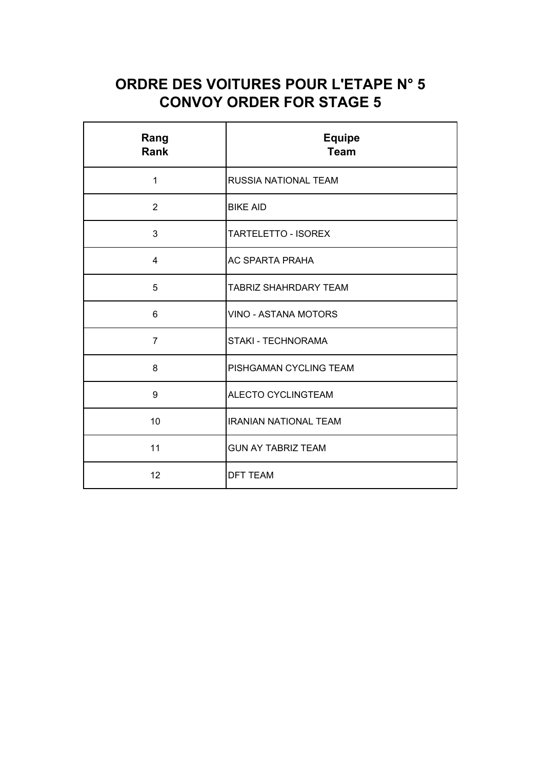# ORDRE DES VOITURES POUR L'ETAPE N° 5
# CONVOY ORDER FOR STAGE 5

| Rang<br>Rank | Equipe<br>Team |
|---|---|
| 1 | RUSSIA NATIONAL TEAM |
| 2 | BIKE AID |
| 3 | TARTELETTO - ISOREX |
| 4 | AC SPARTA PRAHA |
| 5 | TABRIZ SHAHRDARY TEAM |
| 6 | VINO - ASTANA MOTORS |
| 7 | STAKI - TECHNORAMA |
| 8 | PISHGAMAN CYCLING TEAM |
| 9 | ALECTO CYCLINGTEAM |
| 10 | IRANIAN NATIONAL TEAM |
| 11 | GUN AY TABRIZ TEAM |
| 12 | DFT TEAM |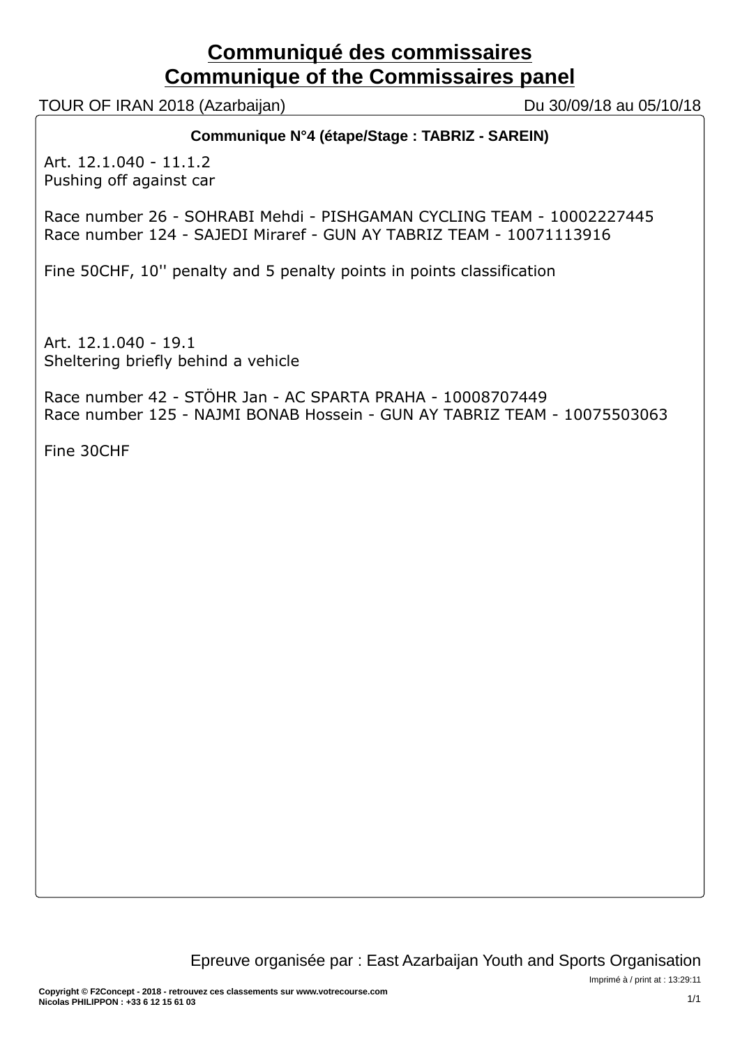# Communiqué des commissaires
# Communique of the Commissaires panel

TOUR OF IRAN 2018 (Azarbaijan) — Du 30/09/18 au 05/10/18

**Communique N°4 (étape/Stage : TABRIZ - SAREIN)**

Art. 12.1.040 - 11.1.2
Pushing off against car

Race number 26 - SOHRABI Mehdi - PISHGAMAN CYCLING TEAM - 10002227445
Race number 124 - SAJEDI Miraref - GUN AY TABRIZ TEAM - 10071113916

Fine 50CHF, 10'' penalty and 5 penalty points in points classification

Art. 12.1.040 - 19.1
Sheltering briefly behind a vehicle

Race number 42 - STÖHR Jan - AC SPARTA PRAHA - 10008707449
Race number 125 - NAJMI BONAB Hossein - GUN AY TABRIZ TEAM - 10075503063

Fine 30CHF

Epreuve organisée par : East Azarbaijan Youth and Sports Organisation

Imprimé à / print at : 13:29:11

**Copyright © F2Concept - 2018 - retrouvez ces classements sur www.votrecourse.com**
**Nicolas PHILIPPON : +33 6 12 15 61 03**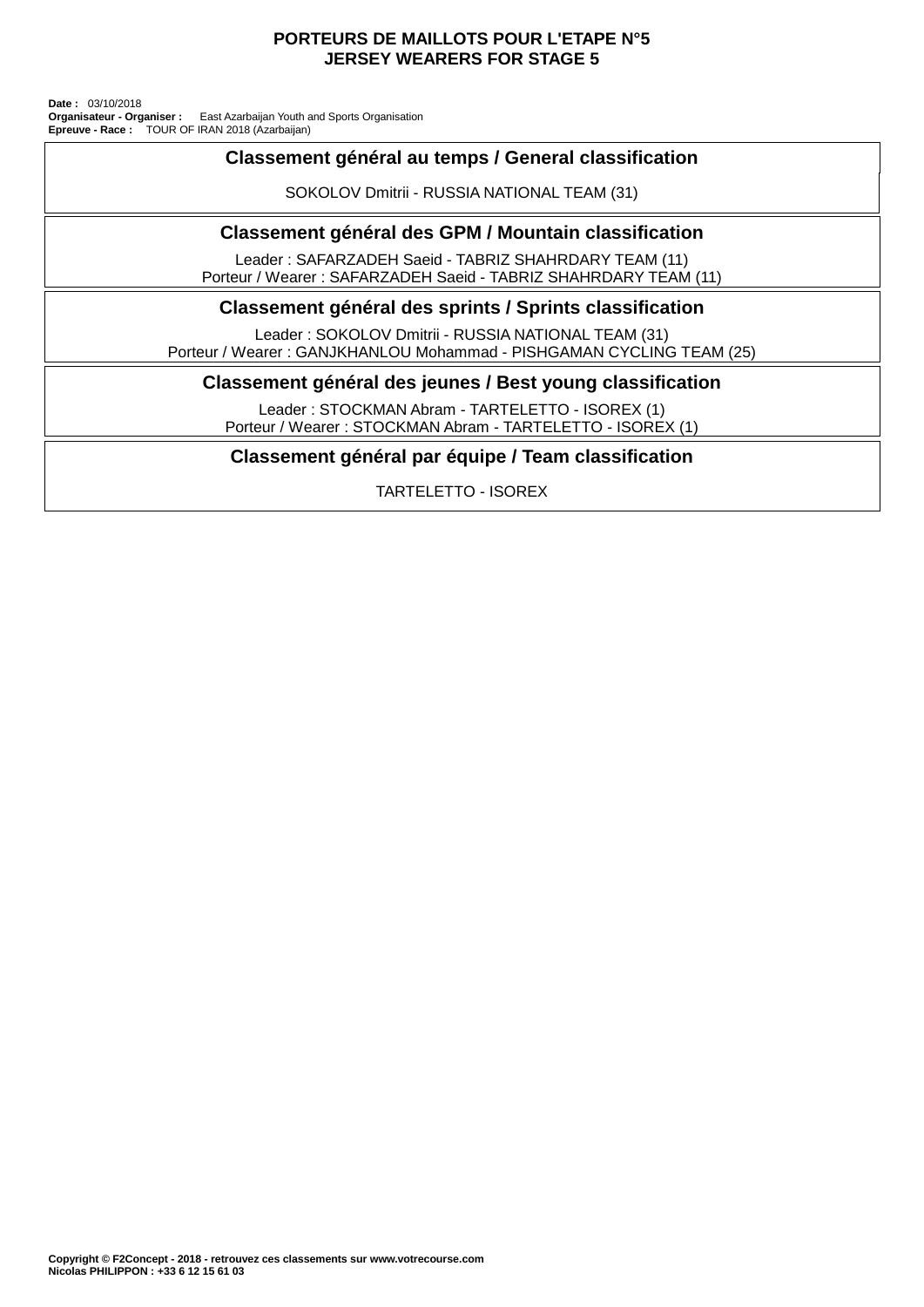# PORTEURS DE MAILLOTS POUR L'ETAPE N°5
# JERSEY WEARERS FOR STAGE 5

**Date :** 03/10/2018
**Organisateur - Organiser :** East Azarbaijan Youth and Sports Organisation
**Epreuve - Race :** TOUR OF IRAN 2018 (Azarbaijan)

## Classement général au temps / General classification

SOKOLOV Dmitrii - RUSSIA NATIONAL TEAM (31)

## Classement général des GPM / Mountain classification

Leader : SAFARZADEH Saeid - TABRIZ SHAHRDARY TEAM (11)
Porteur / Wearer : SAFARZADEH Saeid - TABRIZ SHAHRDARY TEAM (11)

## Classement général des sprints / Sprints classification

Leader : SOKOLOV Dmitrii - RUSSIA NATIONAL TEAM (31)
Porteur / Wearer : GANJKHANLOU Mohammad - PISHGAMAN CYCLING TEAM (25)

## Classement général des jeunes / Best young classification

Leader : STOCKMAN Abram - TARTELETTO - ISOREX (1)
Porteur / Wearer : STOCKMAN Abram - TARTELETTO - ISOREX (1)

## Classement général par équipe / Team classification

TARTELETTO - ISOREX

**Copyright © F2Concept - 2018 - retrouvez ces classements sur www.votrecourse.com**
**Nicolas PHILIPPON : +33 6 12 15 61 03**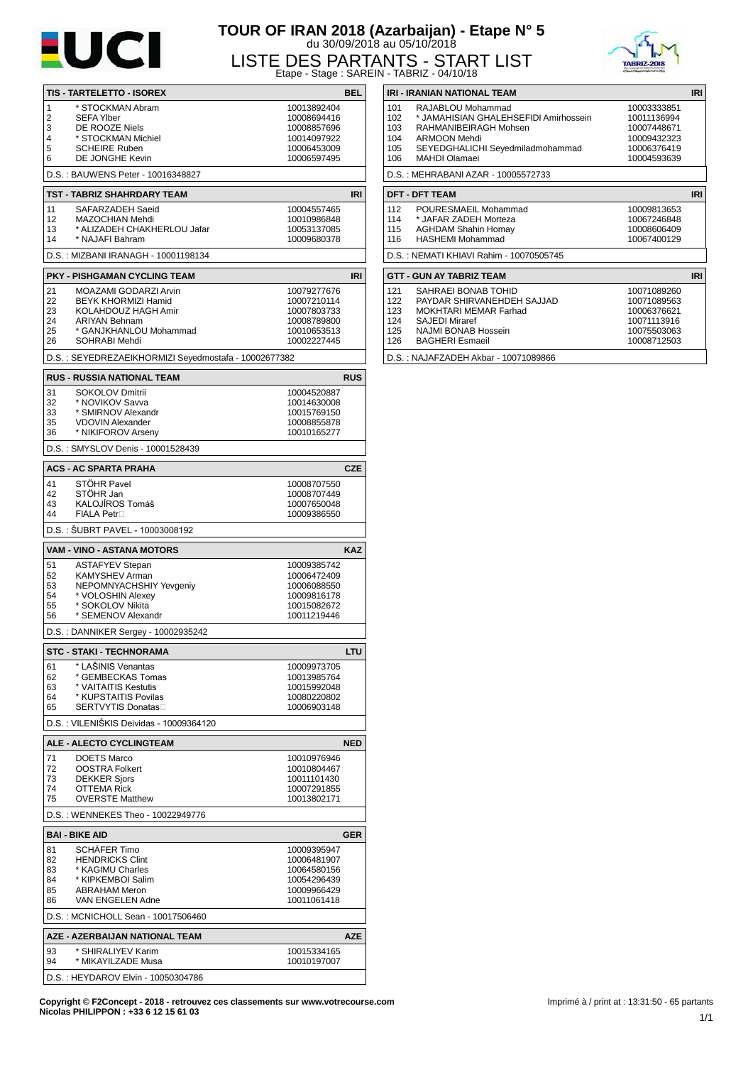# TOUR OF IRAN 2018 (Azarbaijan) - Etape N° 5

du 30/09/2018 au 05/10/2018

## LISTE DES PARTANTS - START LIST

Etape - Stage : SAREIN - TABRIZ - 04/10/18

### TIS - TARTELETTO - ISOREX — BEL

| No | Name | UCI ID |
|---|---|---|
| 1 | * STOCKMAN Abram | 10013892404 |
| 2 | SEFA Ylber | 10008694416 |
| 3 | DE ROOZE Niels | 10008857696 |
| 4 | * STOCKMAN Michiel | 10014097922 |
| 5 | SCHEIRE Ruben | 10006453009 |
| 6 | DE JONGHE Kevin | 10006597495 |

D.S. : BAUWENS Peter - 10016348827

### TST - TABRIZ SHAHRDARY TEAM — IRI

| No | Name | UCI ID |
|---|---|---|
| 11 | SAFARZADEH Saeid | 10004557465 |
| 12 | MAZOCHIAN Mehdi | 10010986848 |
| 13 | * ALIZADEH CHAKHERLOU Jafar | 10053137085 |
| 14 | * NAJAFI Bahram | 10009680378 |

D.S. : MIZBANI IRANAGH - 10001198134

### PKY - PISHGAMAN CYCLING TEAM — IRI

| No | Name | UCI ID |
|---|---|---|
| 21 | MOAZAMI GODARZI Arvin | 10079277676 |
| 22 | BEYK KHORMIZI Hamid | 10007210114 |
| 23 | KOLAHDOUZ HAGH Amir | 10007803733 |
| 24 | ARIYAN Behnam | 10008789800 |
| 25 | * GANJKHANLOU Mohammad | 10010653513 |
| 26 | SOHRABI Mehdi | 10002227445 |

D.S. : SEYEDREZAEIKHORMIZI Seyedmostafa - 10002677382

### RUS - RUSSIA NATIONAL TEAM — RUS

| No | Name | UCI ID |
|---|---|---|
| 31 | SOKOLOV Dmitrii | 10004520887 |
| 32 | * NOVIKOV Savva | 10014630008 |
| 33 | * SMIRNOV Alexandr | 10015769150 |
| 35 | VDOVIN Alexander | 10008855878 |
| 36 | * NIKIFOROV Arseny | 10010165277 |

D.S. : SMYSLOV Denis - 10001528439

### ACS - AC SPARTA PRAHA — CZE

| No | Name | UCI ID |
|---|---|---|
| 41 | STÖHR Pavel | 10008707550 |
| 42 | STÖHR Jan | 10008707449 |
| 43 | KALOJÍROS Tomáš | 10007650048 |
| 44 | FIALA Petr | 10009386550 |

D.S. : ŠUBRT PAVEL - 10003008192

### VAM - VINO - ASTANA MOTORS — KAZ

| No | Name | UCI ID |
|---|---|---|
| 51 | ASTAFYEV Stepan | 10009385742 |
| 52 | KAMYSHEV Arman | 10006472409 |
| 53 | NEPOMNYACHSHIY Yevgeniy | 10006088550 |
| 54 | * VOLOSHIN Alexey | 10009816178 |
| 55 | * SOKOLOV Nikita | 10015082672 |
| 56 | * SEMENOV Alexandr | 10011219446 |

D.S. : DANNIKER Sergey - 10002935242

### STC - STAKI - TECHNORAMA — LTU

| No | Name | UCI ID |
|---|---|---|
| 61 | * LAŠINIS Venantas | 10009973705 |
| 62 | * GEMBECKAS Tomas | 10013985764 |
| 63 | * VAITAITIS Kestutis | 10015992048 |
| 64 | * KUPSTAITIS Povilas | 10080220802 |
| 65 | SERTVYTIS Donatas | 10006903148 |

D.S. : VILENIŠKIS Deividas - 10009364120

### ALE - ALECTO CYCLINGTEAM — NED

| No | Name | UCI ID |
|---|---|---|
| 71 | DOETS Marco | 10010976946 |
| 72 | OOSTRA Folkert | 10010804467 |
| 73 | DEKKER Sjors | 10011101430 |
| 74 | OTTEMA Rick | 10007291855 |
| 75 | OVERSTE Matthew | 10013802171 |

D.S. : WENNEKES Theo - 10022949776

### BAI - BIKE AID — GER

| No | Name | UCI ID |
|---|---|---|
| 81 | SCHÄFER Timo | 10009395947 |
| 82 | HENDRICKS Clint | 10006481907 |
| 83 | * KAGIMU Charles | 10064580156 |
| 84 | * KIPKEMBOI Salim | 10054296439 |
| 85 | ABRAHAM Meron | 10009966429 |
| 86 | VAN ENGELEN Adne | 10011061418 |

D.S. : MCNICHOLL Sean - 10017506460

### AZE - AZERBAIJAN NATIONAL TEAM — AZE

| No | Name | UCI ID |
|---|---|---|
| 93 | * SHIRALIYEV Karim | 10015334165 |
| 94 | * MIKAYILZADE Musa | 10010197007 |

D.S. : HEYDAROV Elvin - 10050304786

### IRI - IRANIAN NATIONAL TEAM — IRI

| No | Name | UCI ID |
|---|---|---|
| 101 | RAJABLOU Mohammad | 10003333851 |
| 102 | * JAMAHISIAN GHALEHSEFIDI Amirhossein | 10011136994 |
| 103 | RAHMANIBEIRAGH Mohsen | 10007448671 |
| 104 | ARMOON Mehdi | 10009432323 |
| 105 | SEYEDGHALICHI Seyedmiladmohammad | 10006376419 |
| 106 | MAHDI Olamaei | 10004593639 |

D.S. : MEHRABANI AZAR - 10005572733

### DFT - DFT TEAM — IRI

| No | Name | UCI ID |
|---|---|---|
| 112 | POURESMAEIL Mohammad | 10009813653 |
| 114 | * JAFAR ZADEH Morteza | 10067246848 |
| 115 | AGHDAM Shahin Homay | 10008606409 |
| 116 | HASHEMI Mohammad | 10067400129 |

D.S. : NEMATI KHIAVI Rahim - 10070505745

### GTT - GUN AY TABRIZ TEAM — IRI

| No | Name | UCI ID |
|---|---|---|
| 121 | SAHRAEI BONAB TOHID | 10071089260 |
| 122 | PAYDAR SHIRVANEHDEH SAJJAD | 10071089563 |
| 123 | MOKHTARI MEMAR Farhad | 10006376621 |
| 124 | SAJEDI Miraref | 10071113916 |
| 125 | NAJMI BONAB Hossein | 10075503063 |
| 126 | BAGHERI Esmaeil | 10008712503 |

D.S. : NAJAFZADEH Akbar - 10071089866

Copyright © F2Concept - 2018 - retrouvez ces classements sur www.votrecourse.com
Nicolas PHILIPPON : +33 6 12 15 61 03

Imprimé à / print at : 13:31:50 - 65 partants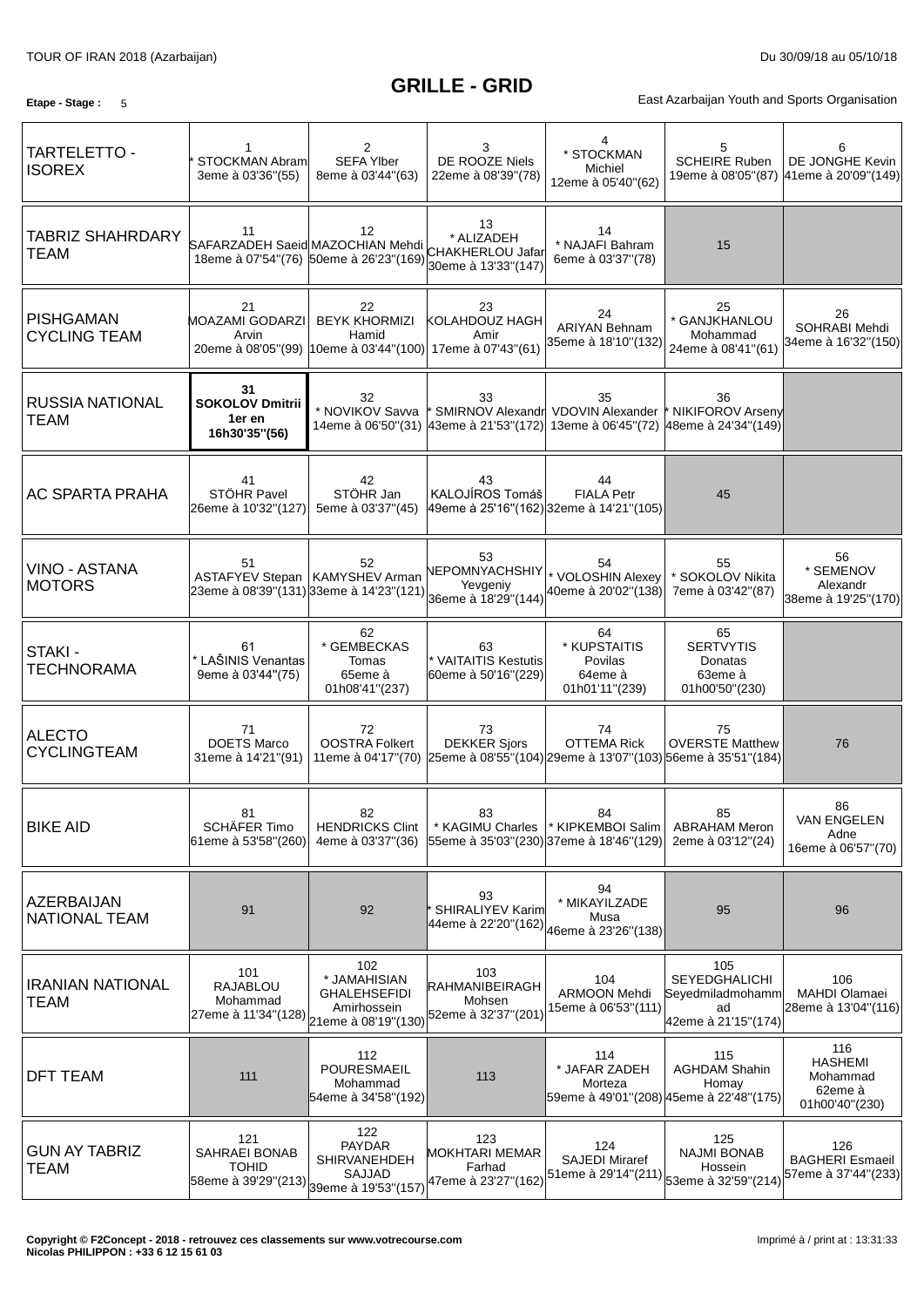TOUR OF IRAN 2018 (Azarbaijan)

Du 30/09/18 au 05/10/18

# GRILLE - GRID

**Etape - Stage :** 5

East Azarbaijan Youth and Sports Organisation

| | | | | | | |
|---|---|---|---|---|---|---|
| TARTELETTO - ISOREX | 1 * STOCKMAN Abram 3eme à 03'36''(55) | 2 SEFA Ylber 8eme à 03'44''(63) | 3 DE ROOZE Niels 22eme à 08'39''(78) | 4 * STOCKMAN Michiel 12eme à 05'40''(62) | 5 SCHEIRE Ruben 19eme à 08'05''(87) | 6 DE JONGHE Kevin 41eme à 20'09''(149) |
| TABRIZ SHAHRDARY TEAM | 11 SAFARZADEH Saeid 18eme à 07'54''(76) | 12 MAZOCHIAN Mehdi 50eme à 26'23''(169) | 13 * ALIZADEH CHAKHERLOU Jafar 30eme à 13'33''(147) | 14 * NAJAFI Bahram 6eme à 03'37''(78) | 15 | |
| PISHGAMAN CYCLING TEAM | 21 MOAZAMI GODARZI Arvin 20eme à 08'05''(99) | 22 BEYK KHORMIZI Hamid 10eme à 03'44''(100) | 23 KOLAHDOUZ HAGH Amir 17eme à 07'43''(61) | 24 ARIYAN Behnam 35eme à 18'10''(132) | 25 * GANJKHANLOU Mohammad 24eme à 08'41''(61) | 26 SOHRABI Mehdi 34eme à 16'32''(150) |
| RUSSIA NATIONAL TEAM | **31 SOKOLOV Dmitrii 1er en 16h30'35''(56)** | 32 * NOVIKOV Savva 14eme à 06'50''(31) | 33 * SMIRNOV Alexandr 43eme à 21'53''(172) | 35 VDOVIN Alexander 13eme à 06'45''(72) | 36 * NIKIFOROV Arseny 48eme à 24'34''(149) | |
| AC SPARTA PRAHA | 41 STÖHR Pavel 26eme à 10'32''(127) | 42 STÖHR Jan 5eme à 03'37''(45) | 43 KALOJÍROS Tomáš 49eme à 25'16''(162) | 44 FIALA Petr 32eme à 14'21''(105) | 45 | |
| VINO - ASTANA MOTORS | 51 ASTAFYEV Stepan 23eme à 08'39''(131) | 52 KAMYSHEV Arman 33eme à 14'23''(121) | 53 NEPOMNYACHSHIY Yevgeniy 36eme à 18'29''(144) | 54 * VOLOSHIN Alexey 40eme à 20'02''(138) | 55 * SOKOLOV Nikita 7eme à 03'42''(87) | 56 * SEMENOV Alexandr 38eme à 19'25''(170) |
| STAKI - TECHNORAMA | 61 * LAŠINIS Venantas 9eme à 03'44''(75) | 62 * GEMBECKAS Tomas 65eme à 01h08'41''(237) | 63 * VAITAITIS Kestutis 60eme à 50'16''(229) | 64 * KUPSTAITIS Povilas 64eme à 01h01'11''(239) | 65 SERTVYTIS Donatas 63eme à 01h00'50''(230) | |
| ALECTO CYCLINGTEAM | 71 DOETS Marco 31eme à 14'21''(91) | 72 OOSTRA Folkert 11eme à 04'17''(70) | 73 DEKKER Sjors 25eme à 08'55''(104) | 74 OTTEMA Rick 29eme à 13'07''(103) | 75 OVERSTE Matthew 56eme à 35'51''(184) | 76 |
| BIKE AID | 81 SCHÄFER Timo 61eme à 53'58''(260) | 82 HENDRICKS Clint 4eme à 03'37''(36) | 83 * KAGIMU Charles 55eme à 35'03''(230) | 84 * KIPKEMBOI Salim 37eme à 18'46''(129) | 85 ABRAHAM Meron 2eme à 03'12''(24) | 86 VAN ENGELEN Adne 16eme à 06'57''(70) |
| AZERBAIJAN NATIONAL TEAM | 91 | 92 | 93 * SHIRALIYEV Karim 44eme à 22'20''(162) | 94 * MIKAYILZADE Musa 46eme à 23'26''(138) | 95 | 96 |
| IRANIAN NATIONAL TEAM | 101 RAJABLOU Mohammad 27eme à 11'34''(128) | 102 * JAMAHISIAN GHALEHSEFIDI Amirhossein 21eme à 08'19''(130) | 103 RAHMANIBEIRAGH Mohsen 52eme à 32'37''(201) | 104 ARMOON Mehdi 15eme à 06'53''(111) | 105 SEYEDGHALICHI Seyedmiladmohammad 42eme à 21'15''(174) | 106 MAHDI Olamaei 28eme à 13'04''(116) |
| DFT TEAM | 111 | 112 POURESMAEIL Mohammad 54eme à 34'58''(192) | 113 | 114 * JAFAR ZADEH Morteza 59eme à 49'01''(208) | 115 AGHDAM Shahin Homay 45eme à 22'48''(175) | 116 HASHEMI Mohammad 62eme à 01h00'40''(230) |
| GUN AY TABRIZ TEAM | 121 SAHRAEI BONAB TOHID 58eme à 39'29''(213) | 122 PAYDAR SHIRVANEHDEH SAJJAD 39eme à 19'53''(157) | 123 MOKHTARI MEMAR Farhad 47eme à 23'27''(162) | 124 SAJEDI Miraref 51eme à 29'14''(211) | 125 NAJMI BONAB Hossein 53eme à 32'59''(214) | 126 BAGHERI Esmaeil 57eme à 37'44''(233) |

**Copyright © F2Concept - 2018 - retrouvez ces classements sur www.votrecourse.com**
**Nicolas PHILIPPON : +33 6 12 15 61 03**

Imprimé à / print at : 13:31:33